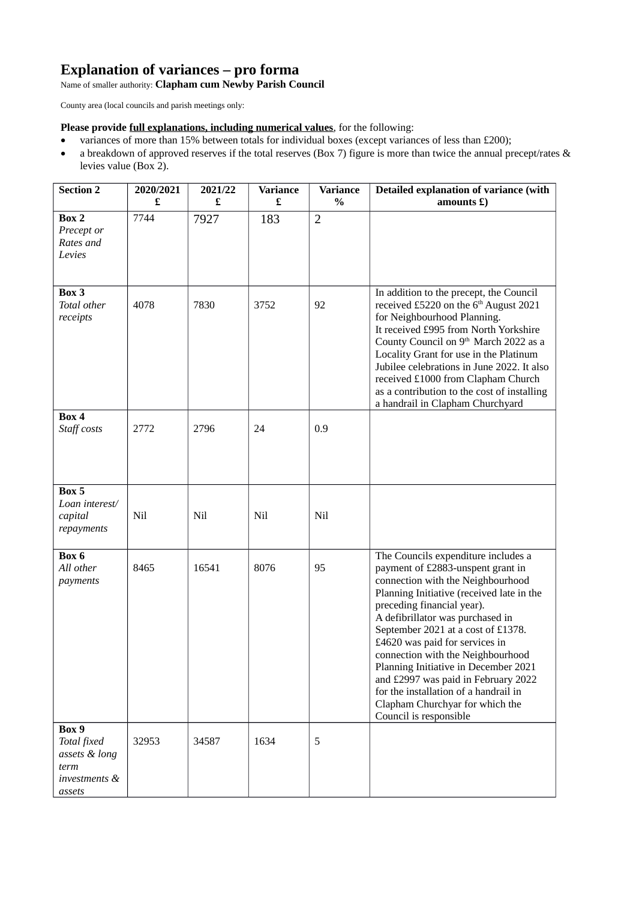# Explanation of variances – pro forma

Name of smaller authority: **Clapham cum Newby Parish Council**

County area (local councils and parish meetings only:

**Please provide full explanations, including numerical values**, for the following:

- variances of more than 15% between totals for individual boxes (except variances of less than £200);
- a breakdown of approved reserves if the total reserves (Box 7) figure is more than twice the annual precept/rates & levies value (Box 2).

| Section 2 | 2020/2021 £ | 2021/22 £ | Variance £ | Variance % | Detailed explanation of variance (with amounts £) |
|---|---|---|---|---|---|
| **Box 2** *Precept or Rates and Levies* | 7744 | 7927 | 183 | 2 | |
| **Box 3** *Total other receipts* | 4078 | 7830 | 3752 | 92 | In addition to the precept, the Council received £5220 on the 6th August 2021 for Neighbourhood Planning. It received £995 from North Yorkshire County Council on 9th March 2022 as a Locality Grant for use in the Platinum Jubilee celebrations in June 2022. It also received £1000 from Clapham Church as a contribution to the cost of installing a handrail in Clapham Churchyard |
| **Box 4** *Staff costs* | 2772 | 2796 | 24 | 0.9 | |
| **Box 5** *Loan interest/ capital repayments* | Nil | Nil | Nil | Nil | |
| **Box 6** *All other payments* | 8465 | 16541 | 8076 | 95 | The Councils expenditure includes a payment of £2883-unspent grant in connection with the Neighbourhood Planning Initiative (received late in the preceding financial year). A defibrillator was purchased in September 2021 at a cost of £1378. £4620 was paid for services in connection with the Neighbourhood Planning Initiative in December 2021 and £2997 was paid in February 2022 for the installation of a handrail in Clapham Churchyar for which the Council is responsible |
| **Box 9** *Total fixed assets & long term investments & assets* | 32953 | 34587 | 1634 | 5 | |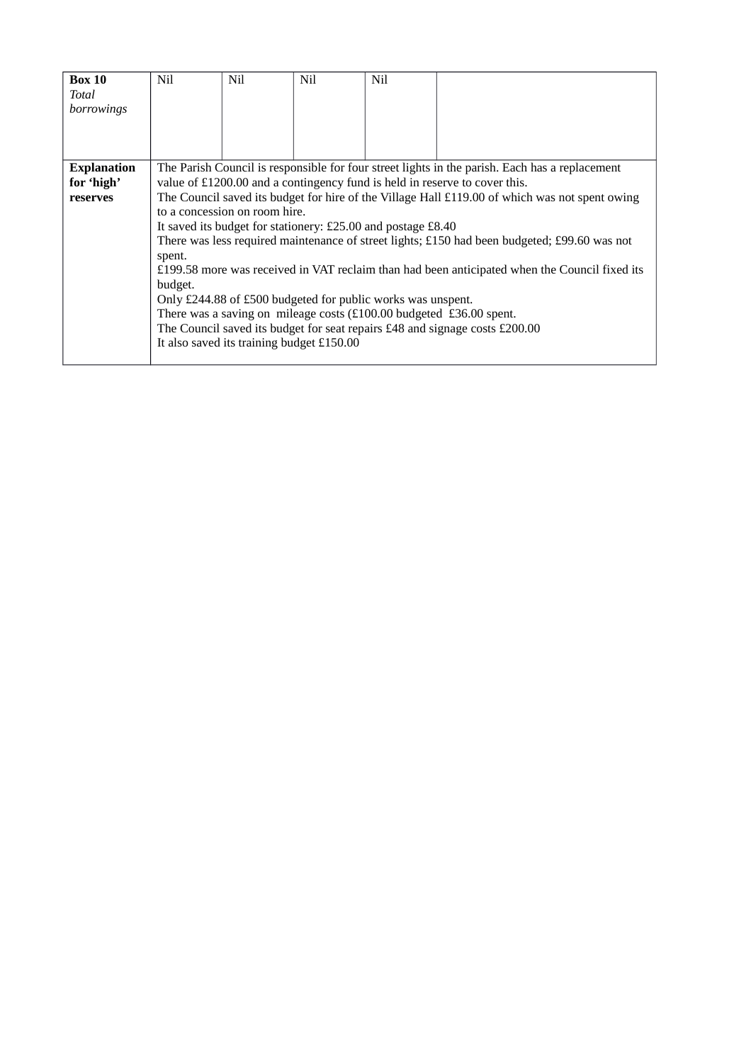| | | | | | |
|---|---|---|---|---|---|
| **Box 10** *Total borrowings* | Nil | Nil | Nil | Nil | |
| **Explanation for 'high' reserves** | The Parish Council is responsible for four street lights in the parish. Each has a replacement value of £1200.00 and a contingency fund is held in reserve to cover this.<br>The Council saved its budget for hire of the Village Hall £119.00 of which was not spent owing to a concession on room hire.<br>It saved its budget for stationery: £25.00 and postage £8.40<br>There was less required maintenance of street lights; £150 had been budgeted; £99.60 was not spent.<br>£199.58 more was received in VAT reclaim than had been anticipated when the Council fixed its budget.<br>Only £244.88 of £500 budgeted for public works was unspent.<br>There was a saving on mileage costs (£100.00 budgeted £36.00 spent.<br>The Council saved its budget for seat repairs £48 and signage costs £200.00<br>It also saved its training budget £150.00 | | | | |